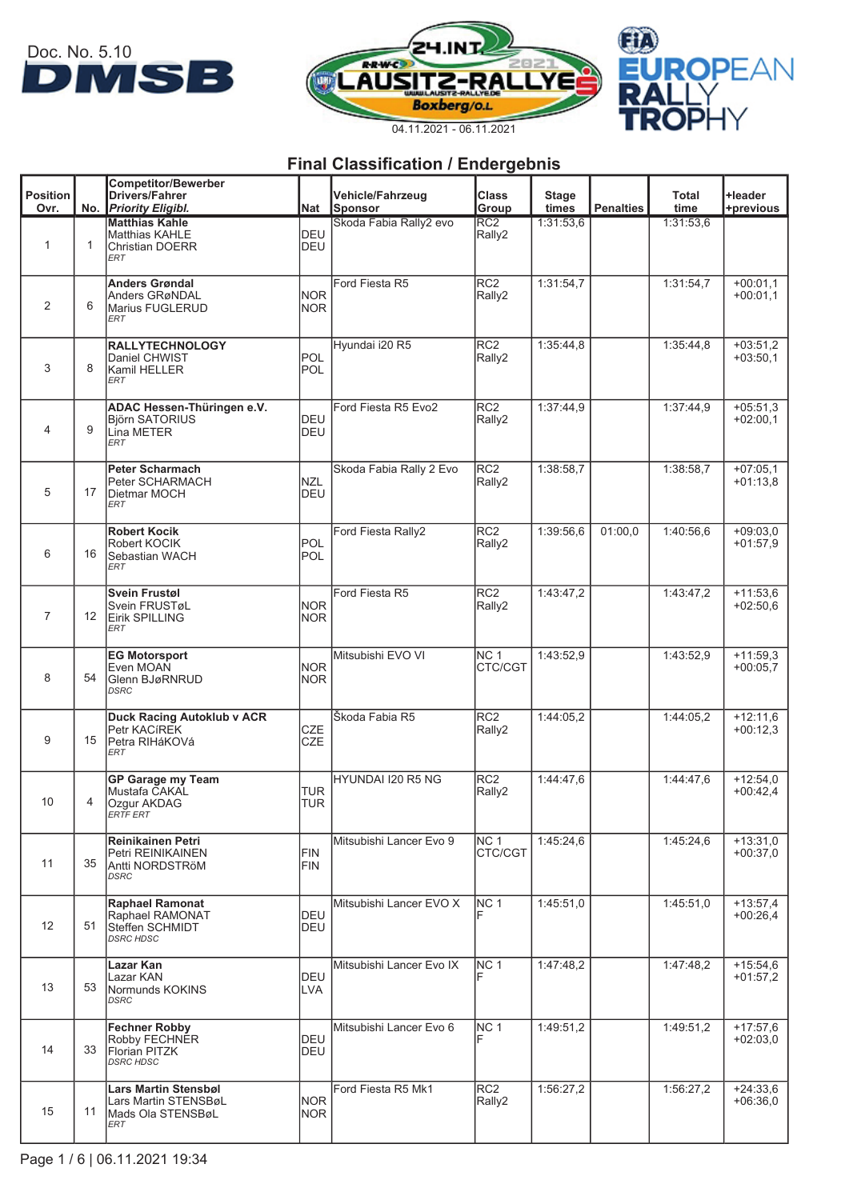Doc. No. 5.10

DMSB

24. INT. LAUSITZ-RALLYE 2021 Boxberg/O.L.

04.11.2021 - 06.11.2021

FIA EUROPEAN RALLY TROPHY

## Final Classification / Endergebnis

| Position Ovr. | No. | Competitor/Bewerber Drivers/Fahrer *Priority Eligibl.* | Nat | Vehicle/Fahrzeug Sponsor | Class Group | Stage times | Penalties | Total time | +leader +previous |
|---|---|---|---|---|---|---|---|---|---|
| 1 | 1 | **Matthias Kahle** Matthias KAHLE Christian DOERR *ERT* | DEU DEU | Skoda Fabia Rally2 evo | RC2 Rally2 | 1:31:53,6 | | 1:31:53,6 | |
| 2 | 6 | **Anders Grøndal** Anders GRøNDAL Marius FUGLERUD *ERT* | NOR NOR | Ford Fiesta R5 | RC2 Rally2 | 1:31:54,7 | | 1:31:54,7 | +00:01,1 +00:01,1 |
| 3 | 8 | **RALLYTECHNOLOGY** Daniel CHWIST Kamil HELLER *ERT* | POL POL | Hyundai i20 R5 | RC2 Rally2 | 1:35:44,8 | | 1:35:44,8 | +03:51,2 +03:50,1 |
| 4 | 9 | **ADAC Hessen-Thüringen e.V.** Björn SATORIUS Lina METER *ERT* | DEU DEU | Ford Fiesta R5 Evo2 | RC2 Rally2 | 1:37:44,9 | | 1:37:44,9 | +05:51,3 +02:00,1 |
| 5 | 17 | **Peter Scharmach** Peter SCHARMACH Dietmar MOCH *ERT* | NZL DEU | Skoda Fabia Rally 2 Evo | RC2 Rally2 | 1:38:58,7 | | 1:38:58,7 | +07:05,1 +01:13,8 |
| 6 | 16 | **Robert Kocik** Robert KOCIK Sebastian WACH *ERT* | POL POL | Ford Fiesta Rally2 | RC2 Rally2 | 1:39:56,6 | 01:00,0 | 1:40:56,6 | +09:03,0 +01:57,9 |
| 7 | 12 | **Svein Frustøl** Svein FRUSTøL Eirik SPILLING *ERT* | NOR NOR | Ford Fiesta R5 | RC2 Rally2 | 1:43:47,2 | | 1:43:47,2 | +11:53,6 +02:50,6 |
| 8 | 54 | **EG Motorsport** Even MOAN Glenn BJøRNRUD *DSRC* | NOR NOR | Mitsubishi EVO VI | NC 1 CTC/CGT | 1:43:52,9 | | 1:43:52,9 | +11:59,3 +00:05,7 |
| 9 | 15 | **Duck Racing Autoklub v ACR** Petr KACíREK Petra RIHáKOVá *ERT* | CZE CZE | Škoda Fabia R5 | RC2 Rally2 | 1:44:05,2 | | 1:44:05,2 | +12:11,6 +00:12,3 |
| 10 | 4 | **GP Garage my Team** Mustafa CAKAL Ozgur AKDAG *ERTF ERT* | TUR TUR | HYUNDAI I20 R5 NG | RC2 Rally2 | 1:44:47,6 | | 1:44:47,6 | +12:54,0 +00:42,4 |
| 11 | 35 | **Reinikainen Petri** Petri REINIKAINEN Antti NORDSTRöM *DSRC* | FIN FIN | Mitsubishi Lancer Evo 9 | NC 1 CTC/CGT | 1:45:24,6 | | 1:45:24,6 | +13:31,0 +00:37,0 |
| 12 | 51 | **Raphael Ramonat** Raphael RAMONAT Steffen SCHMIDT *DSRC HDSC* | DEU DEU | Mitsubishi Lancer EVO X | NC 1 F | 1:45:51,0 | | 1:45:51,0 | +13:57,4 +00:26,4 |
| 13 | 53 | **Lazar Kan** Lazar KAN Normunds KOKINS *DSRC* | DEU LVA | Mitsubishi Lancer Evo IX | NC 1 F | 1:47:48,2 | | 1:47:48,2 | +15:54,6 +01:57,2 |
| 14 | 33 | **Fechner Robby** Robby FECHNER Florian PITZK *DSRC HDSC* | DEU DEU | Mitsubishi Lancer Evo 6 | NC 1 F | 1:49:51,2 | | 1:49:51,2 | +17:57,6 +02:03,0 |
| 15 | 11 | **Lars Martin Stensbøl** Lars Martin STENSBøL Mads Ola STENSBøL *ERT* | NOR NOR | Ford Fiesta R5 Mk1 | RC2 Rally2 | 1:56:27,2 | | 1:56:27,2 | +24:33,6 +06:36,0 |

Page 1 / 6 | 06.11.2021 19:34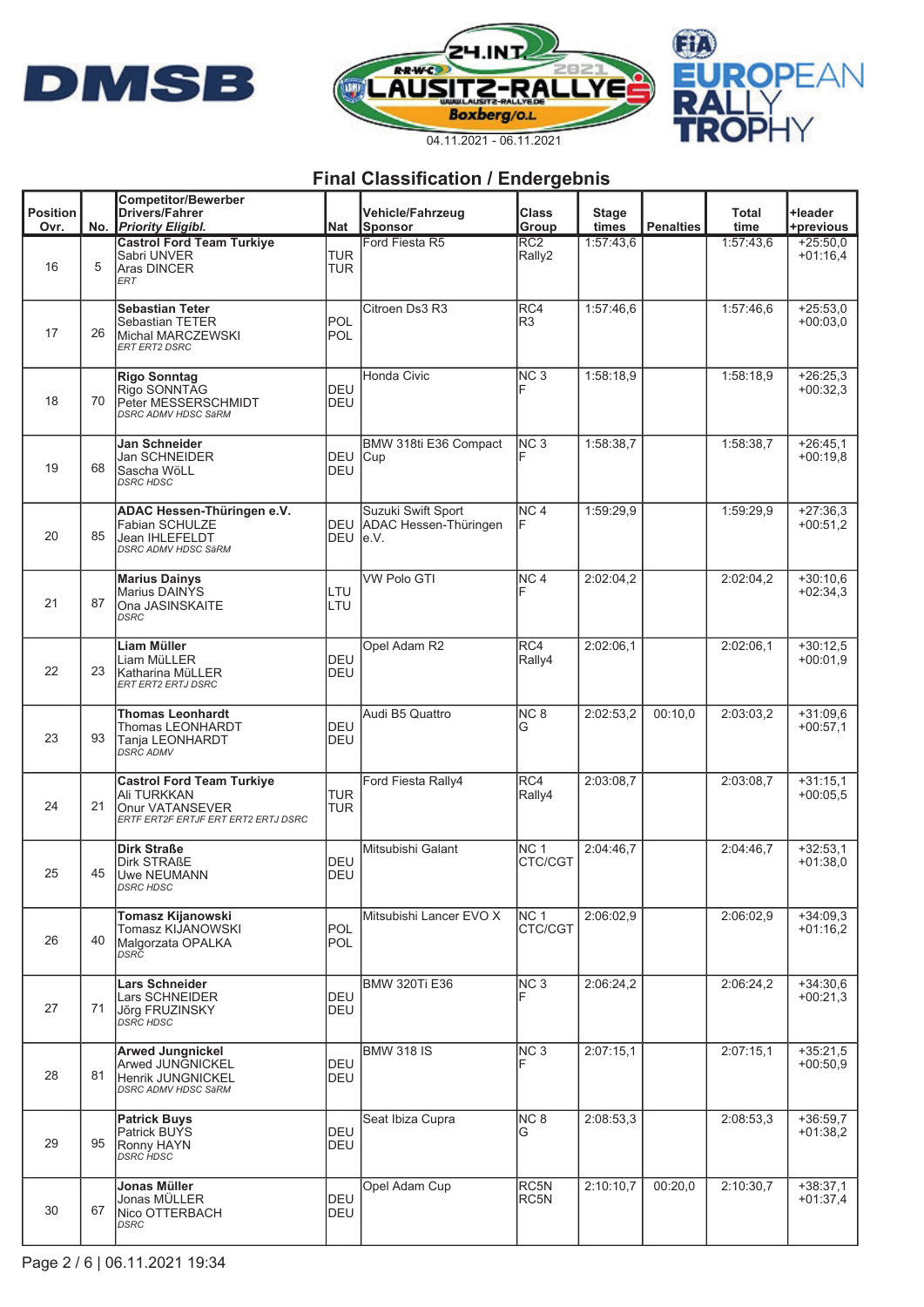04.11.2021 - 06.11.2021

## Final Classification / Endergebnis

| Position Ovr. | No. | Competitor/Bewerber Drivers/Fahrer *Priority Eligibl.* | Nat | Vehicle/Fahrzeug Sponsor | Class Group | Stage times | Penalties | Total time | +leader +previous |
|---|---|---|---|---|---|---|---|---|---|
| 16 | 5 | **Castrol Ford Team Turkiye** Sabri UNVER Aras DINCER *ERT* | TUR TUR | Ford Fiesta R5 | RC2 Rally2 | 1:57:43,6 | | 1:57:43,6 | +25:50,0 +01:16,4 |
| 17 | 26 | **Sebastian Teter** Sebastian TETER Michal MARCZEWSKI *ERT ERT2 DSRC* | POL POL | Citroen Ds3 R3 | RC4 R3 | 1:57:46,6 | | 1:57:46,6 | +25:53,0 +00:03,0 |
| 18 | 70 | **Rigo Sonntag** Rigo SONNTAG Peter MESSERSCHMIDT *DSRC ADMV HDSC SäRM* | DEU DEU | Honda Civic | NC 3 F | 1:58:18,9 | | 1:58:18,9 | +26:25,3 +00:32,3 |
| 19 | 68 | **Jan Schneider** Jan SCHNEIDER Sascha WöLL *DSRC HDSC* | DEU DEU | BMW 318ti E36 Compact Cup | NC 3 F | 1:58:38,7 | | 1:58:38,7 | +26:45,1 +00:19,8 |
| 20 | 85 | **ADAC Hessen-Thüringen e.V.** Fabian SCHULZE Jean IHLEFELDT *DSRC ADMV HDSC SäRM* | DEU DEU | Suzuki Swift Sport ADAC Hessen-Thüringen e.V. | NC 4 F | 1:59:29,9 | | 1:59:29,9 | +27:36,3 +00:51,2 |
| 21 | 87 | **Marius Dainys** Marius DAINYS Ona JASINSKAITE *DSRC* | LTU LTU | VW Polo GTI | NC 4 F | 2:02:04,2 | | 2:02:04,2 | +30:10,6 +02:34,3 |
| 22 | 23 | **Liam Müller** Liam MüLLER Katharina MüLLER *ERT ERT2 ERTJ DSRC* | DEU DEU | Opel Adam R2 | RC4 Rally4 | 2:02:06,1 | | 2:02:06,1 | +30:12,5 +00:01,9 |
| 23 | 93 | **Thomas Leonhardt** Thomas LEONHARDT Tanja LEONHARDT *DSRC ADMV* | DEU DEU | Audi B5 Quattro | NC 8 G | 2:02:53,2 | 00:10,0 | 2:03:03,2 | +31:09,6 +00:57,1 |
| 24 | 21 | **Castrol Ford Team Turkiye** Ali TURKKAN Onur VATANSEVER *ERTF ERT2F ERTJF ERT ERT2 ERTJ DSRC* | TUR TUR | Ford Fiesta Rally4 | RC4 Rally4 | 2:03:08,7 | | 2:03:08,7 | +31:15,1 +00:05,5 |
| 25 | 45 | **Dirk Straße** Dirk STRAßE Uwe NEUMANN *DSRC HDSC* | DEU DEU | Mitsubishi Galant | NC 1 CTC/CGT | 2:04:46,7 | | 2:04:46,7 | +32:53,1 +01:38,0 |
| 26 | 40 | **Tomasz Kijanowski** Tomasz KIJANOWSKI Malgorzata OPALKA *DSRC* | POL POL | Mitsubishi Lancer EVO X | NC 1 CTC/CGT | 2:06:02,9 | | 2:06:02,9 | +34:09,3 +01:16,2 |
| 27 | 71 | **Lars Schneider** Lars SCHNEIDER Jörg FRUZINSKY *DSRC HDSC* | DEU DEU | BMW 320Ti E36 | NC 3 F | 2:06:24,2 | | 2:06:24,2 | +34:30,6 +00:21,3 |
| 28 | 81 | **Arwed Jungnickel** Arwed JUNGNICKEL Henrik JUNGNICKEL *DSRC ADMV HDSC SäRM* | DEU DEU | BMW 318 IS | NC 3 F | 2:07:15,1 | | 2:07:15,1 | +35:21,5 +00:50,9 |
| 29 | 95 | **Patrick Buys** Patrick BUYS Ronny HAYN *DSRC HDSC* | DEU DEU | Seat Ibiza Cupra | NC 8 G | 2:08:53,3 | | 2:08:53,3 | +36:59,7 +01:38,2 |
| 30 | 67 | **Jonas Müller** Jonas MÜLLER Nico OTTERBACH *DSRC* | DEU DEU | Opel Adam Cup | RC5N RC5N | 2:10:10,7 | 00:20,0 | 2:10:30,7 | +38:37,1 +01:37,4 |

Page 2 / 6 | 06.11.2021 19:34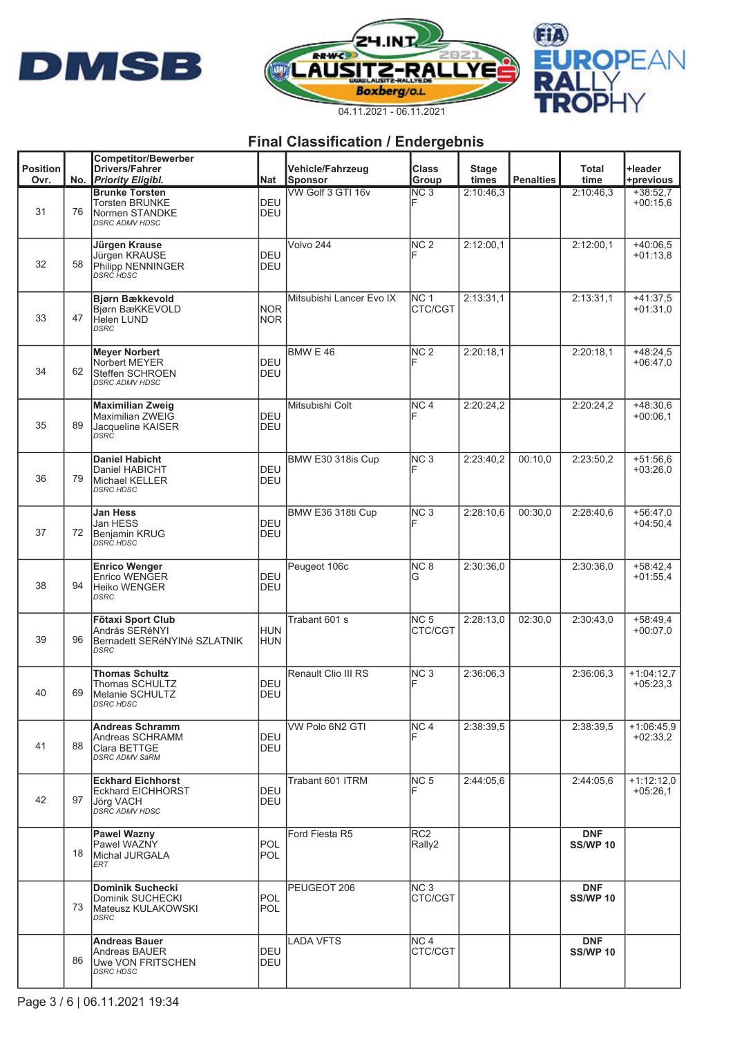DMSB

24.INT. LAUSITZ-RALLYE 2021 Boxberg/O.L.

04.11.2021 - 06.11.2021

EUROPEAN RALLY TROPHY

## Final Classification / Endergebnis

| Position Ovr. | No. | Competitor/Bewerber Drivers/Fahrer *Priority Eligibl.* | Nat | Vehicle/Fahrzeug Sponsor | Class Group | Stage times | Penalties | Total time | +leader +previous |
|---|---|---|---|---|---|---|---|---|---|
| 31 | 76 | **Brunke Torsten** Torsten BRUNKE Normen STANDKE *DSRC ADMV HDSC* | DEU DEU | VW Golf 3 GTI 16v | NC 3 F | 2:10:46,3 | | 2:10:46,3 | +38:52,7 +00:15,6 |
| 32 | 58 | **Jürgen Krause** Jürgen KRAUSE Philipp NENNINGER *DSRC HDSC* | DEU DEU | Volvo 244 | NC 2 F | 2:12:00,1 | | 2:12:00,1 | +40:06,5 +01:13,8 |
| 33 | 47 | **Bjørn Bækkevold** Bjørn BæKKEVOLD Helen LUND *DSRC* | NOR NOR | Mitsubishi Lancer Evo IX | NC 1 CTC/CGT | 2:13:31,1 | | 2:13:31,1 | +41:37,5 +01:31,0 |
| 34 | 62 | **Meyer Norbert** Norbert MEYER Steffen SCHROEN *DSRC ADMV HDSC* | DEU DEU | BMW E 46 | NC 2 F | 2:20:18,1 | | 2:20:18,1 | +48:24,5 +06:47,0 |
| 35 | 89 | **Maximilian Zweig** Maximilian ZWEIG Jacqueline KAISER *DSRC* | DEU DEU | Mitsubishi Colt | NC 4 F | 2:20:24,2 | | 2:20:24,2 | +48:30,6 +00:06,1 |
| 36 | 79 | **Daniel Habicht** Daniel HABICHT Michael KELLER *DSRC HDSC* | DEU DEU | BMW E30 318is Cup | NC 3 F | 2:23:40,2 | 00:10,0 | 2:23:50,2 | +51:56,6 +03:26,0 |
| 37 | 72 | **Jan Hess** Jan HESS Benjamin KRUG *DSRC HDSC* | DEU DEU | BMW E36 318ti Cup | NC 3 F | 2:28:10,6 | 00:30,0 | 2:28:40,6 | +56:47,0 +04:50,4 |
| 38 | 94 | **Enrico Wenger** Enrico WENGER Heiko WENGER *DSRC* | DEU DEU | Peugeot 106c | NC 8 G | 2:30:36,0 | | 2:30:36,0 | +58:42,4 +01:55,4 |
| 39 | 96 | **Fötaxi Sport Club** András SERéNYI Bernadett SERéNYINé SZLATNIK *DSRC* | HUN HUN | Trabant 601 s | NC 5 CTC/CGT | 2:28:13,0 | 02:30,0 | 2:30:43,0 | +58:49,4 +00:07,0 |
| 40 | 69 | **Thomas Schultz** Thomas SCHULTZ Melanie SCHULTZ *DSRC HDSC* | DEU DEU | Renault Clio III RS | NC 3 F | 2:36:06,3 | | 2:36:06,3 | +1:04:12,7 +05:23,3 |
| 41 | 88 | **Andreas Schramm** Andreas SCHRAMM Clara BETTGE *DSRC ADMV SäRM* | DEU DEU | VW Polo 6N2 GTI | NC 4 F | 2:38:39,5 | | 2:38:39,5 | +1:06:45,9 +02:33,2 |
| 42 | 97 | **Eckhard Eichhorst** Eckhard EICHHORST Jörg VACH *DSRC ADMV HDSC* | DEU DEU | Trabant 601 ITRM | NC 5 F | 2:44:05,6 | | 2:44:05,6 | +1:12:12,0 +05:26,1 |
| | 18 | **Pawel Wazny** Pawel WAZNY Michal JURGALA *ERT* | POL POL | Ford Fiesta R5 | RC2 Rally2 | | | **DNF SS/WP 10** | |
| | 73 | **Dominik Suchecki** Dominik SUCHECKI Mateusz KULAKOWSKI *DSRC* | POL POL | PEUGEOT 206 | NC 3 CTC/CGT | | | **DNF SS/WP 10** | |
| | 86 | **Andreas Bauer** Andreas BAUER Uwe VON FRITSCHEN *DSRC HDSC* | DEU DEU | LADA VFTS | NC 4 CTC/CGT | | | **DNF SS/WP 10** | |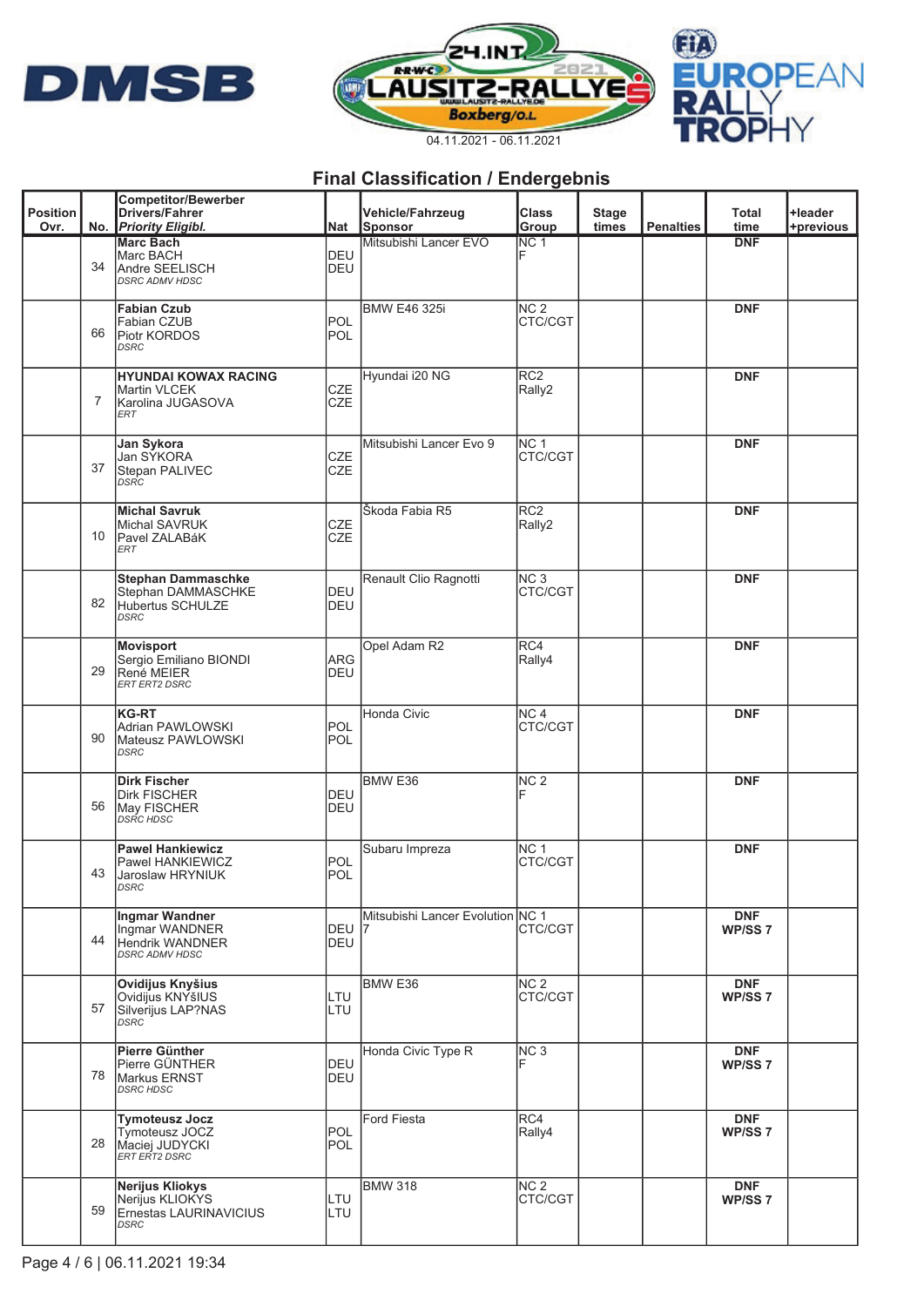24.INT. LAUSITZ-RALLYE 2021 Boxberg/O.L.

04.11.2021 - 06.11.2021

DMSB | FIA EUROPEAN RALLY TROPHY

## Final Classification / Endergebnis

| Position Ovr. | No. | Competitor/Bewerber Drivers/Fahrer *Priority Eligibl.* | Nat | Vehicle/Fahrzeug Sponsor | Class Group | Stage times | Penalties | Total time | +leader +previous |
|---|---|---|---|---|---|---|---|---|---|
| | 34 | **Marc Bach** Marc BACH Andre SEELISCH *DSRC ADMV HDSC* | DEU DEU | Mitsubishi Lancer EVO | NC 1 F | | | **DNF** | |
| | 66 | **Fabian Czub** Fabian CZUB Piotr KORDOS *DSRC* | POL POL | BMW E46 325i | NC 2 CTC/CGT | | | **DNF** | |
| | 7 | **HYUNDAI KOWAX RACING** Martin VLCEK Karolina JUGASOVA *ERT* | CZE CZE | Hyundai i20 NG | RC2 Rally2 | | | **DNF** | |
| | 37 | **Jan Sykora** Jan SYKORA Stepan PALIVEC *DSRC* | CZE CZE | Mitsubishi Lancer Evo 9 | NC 1 CTC/CGT | | | **DNF** | |
| | 10 | **Michal Savruk** Michal SAVRUK Pavel ZALABáK *ERT* | CZE CZE | Škoda Fabia R5 | RC2 Rally2 | | | **DNF** | |
| | 82 | **Stephan Dammaschke** Stephan DAMMASCHKE Hubertus SCHULZE *DSRC* | DEU DEU | Renault Clio Ragnotti | NC 3 CTC/CGT | | | **DNF** | |
| | 29 | **Movisport** Sergio Emiliano BIONDI René MEIER *ERT ERT2 DSRC* | ARG DEU | Opel Adam R2 | RC4 Rally4 | | | **DNF** | |
| | 90 | **KG-RT** Adrian PAWLOWSKI Mateusz PAWLOWSKI *DSRC* | POL POL | Honda Civic | NC 4 CTC/CGT | | | **DNF** | |
| | 56 | **Dirk Fischer** Dirk FISCHER May FISCHER *DSRC HDSC* | DEU DEU | BMW E36 | NC 2 F | | | **DNF** | |
| | 43 | **Pawel Hankiewicz** Pawel HANKIEWICZ Jaroslaw HRYNIUK *DSRC* | POL POL | Subaru Impreza | NC 1 CTC/CGT | | | **DNF** | |
| | 44 | **Ingmar Wandner** Ingmar WANDNER Hendrik WANDNER *DSRC ADMV HDSC* | DEU DEU | Mitsubishi Lancer Evolution 7 | NC 1 CTC/CGT | | | **DNF WP/SS 7** | |
| | 57 | **Ovidijus Knyšius** Ovidijus KNYšIUS Silverijus LAP?NAS *DSRC* | LTU LTU | BMW E36 | NC 2 CTC/CGT | | | **DNF WP/SS 7** | |
| | 78 | **Pierre Günther** Pierre GÜNTHER Markus ERNST *DSRC HDSC* | DEU DEU | Honda Civic Type R | NC 3 F | | | **DNF WP/SS 7** | |
| | 28 | **Tymoteusz Jocz** Tymoteusz JOCZ Maciej JUDYCKI *ERT ERT2 DSRC* | POL POL | Ford Fiesta | RC4 Rally4 | | | **DNF WP/SS 7** | |
| | 59 | **Nerijus Kliokys** Nerijus KLIOKYS Ernestas LAURINAVICIUS *DSRC* | LTU LTU | BMW 318 | NC 2 CTC/CGT | | | **DNF WP/SS 7** | |

Page 4 / 6 | 06.11.2021 19:34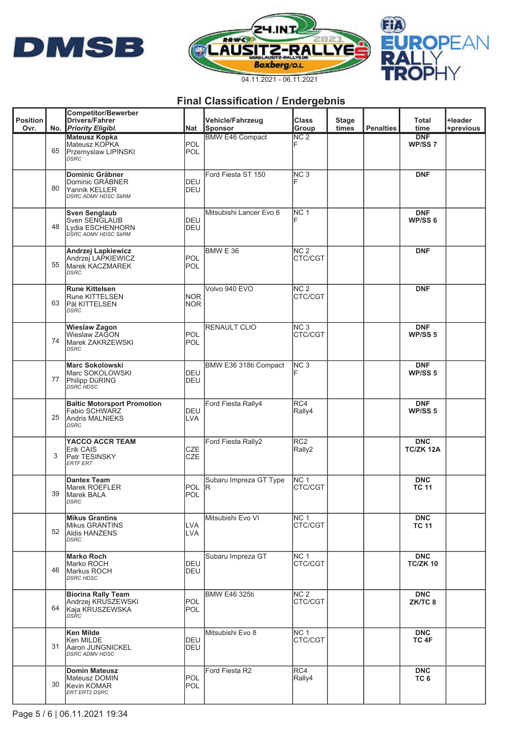24.INT. LAUSITZ-RALLYE 2021 — Boxberg/O.L.

04.11.2021 - 06.11.2021

FIA EUROPEAN RALLY TROPHY

## Final Classification / Endergebnis

| Position Ovr. | No. | Competitor/Bewerber Drivers/Fahrer *Priority Eligibl.* | Nat | Vehicle/Fahrzeug Sponsor | Class Group | Stage times | Penalties | Total time | +leader +previous |
|---|---|---|---|---|---|---|---|---|---|
| | 65 | **Mateusz Kopka** Mateusz KOPKA Przemyslaw LIPINSKI *DSRC* | POL POL | BMW E46 Compact | NC 2 F | | | **DNF WP/SS 7** | |
| | 80 | **Dominic Gräbner** Dominic GRÄBNER Yannik KELLER *DSRC ADMV HDSC SäRM* | DEU DEU | Ford Fiesta ST 150 | NC 3 F | | | **DNF** | |
| | 48 | **Sven Senglaub** Sven SENGLAUB Lydia ESCHENHORN *DSRC ADMV HDSC SäRM* | DEU DEU | Mitsubishi Lancer Evo 6 | NC 1 F | | | **DNF WP/SS 6** | |
| | 55 | **Andrzej Lapkiewicz** Andrzej LAPKIEWICZ Marek KACZMAREK *DSRC* | POL POL | BMW E 36 | NC 2 CTC/CGT | | | **DNF** | |
| | 63 | **Rune Kittelsen** Rune KITTELSEN Pål KITTELSEN *DSRC* | NOR NOR | Volvo 940 EVO | NC 2 CTC/CGT | | | **DNF** | |
| | 74 | **Wieslaw Zagon** Wieslaw ZAGON Marek ZAKRZEWSKI *DSRC* | POL POL | RENAULT CLIO | NC 3 CTC/CGT | | | **DNF WP/SS 5** | |
| | 77 | **Marc Sokolowski** Marc SOKOLOWSKI Philipp DüRING *DSRC HDSC* | DEU DEU | BMW E36 318ti Compact | NC 3 F | | | **DNF WP/SS 5** | |
| | 25 | **Baltic Motorsport Promotion** Fabio SCHWARZ Andris MALNIEKS *DSRC* | DEU LVA | Ford Fiesta Rally4 | RC4 Rally4 | | | **DNF WP/SS 5** | |
| | 3 | **YACCO ACCR TEAM** Erik CAIS Petr TESINSKY *ERTF ERT* | CZE CZE | Ford Fiesta Rally2 | RC2 Rally2 | | | **DNC TC/ZK 12A** | |
| | 39 | **Dantex Team** Marek ROEFLER Marek BALA *DSRC* | POL POL | Subaru Impreza GT Type R | NC 1 CTC/CGT | | | **DNC TC 11** | |
| | 52 | **Mikus Grantins** Mikus GRANTINS Aldis HANZENS *DSRC* | LVA LVA | Mitsubishi Evo VI | NC 1 CTC/CGT | | | **DNC TC 11** | |
| | 46 | **Marko Roch** Marko ROCH Markus ROCH *DSRC HDSC* | DEU DEU | Subaru Impreza GT | NC 1 CTC/CGT | | | **DNC TC/ZK 10** | |
| | 64 | **Biorina Rally Team** Andrzej KRUSZEWSKI Kaja KRUSZEWSKA *DSRC* | POL POL | BMW E46 325ti | NC 2 CTC/CGT | | | **DNC ZK/TC 8** | |
| | 31 | **Ken Milde** Ken MILDE Aaron JUNGNICKEL *DSRC ADMV HDSC* | DEU DEU | Mitsubishi Evo 8 | NC 1 CTC/CGT | | | **DNC TC 4F** | |
| | 30 | **Domin Mateusz** Mateusz DOMIN Kevin KOMAR *ERT ERT2 DSRC* | POL POL | Ford Fiesta R2 | RC4 Rally4 | | | **DNC TC 6** | |

06.11.2021 19:34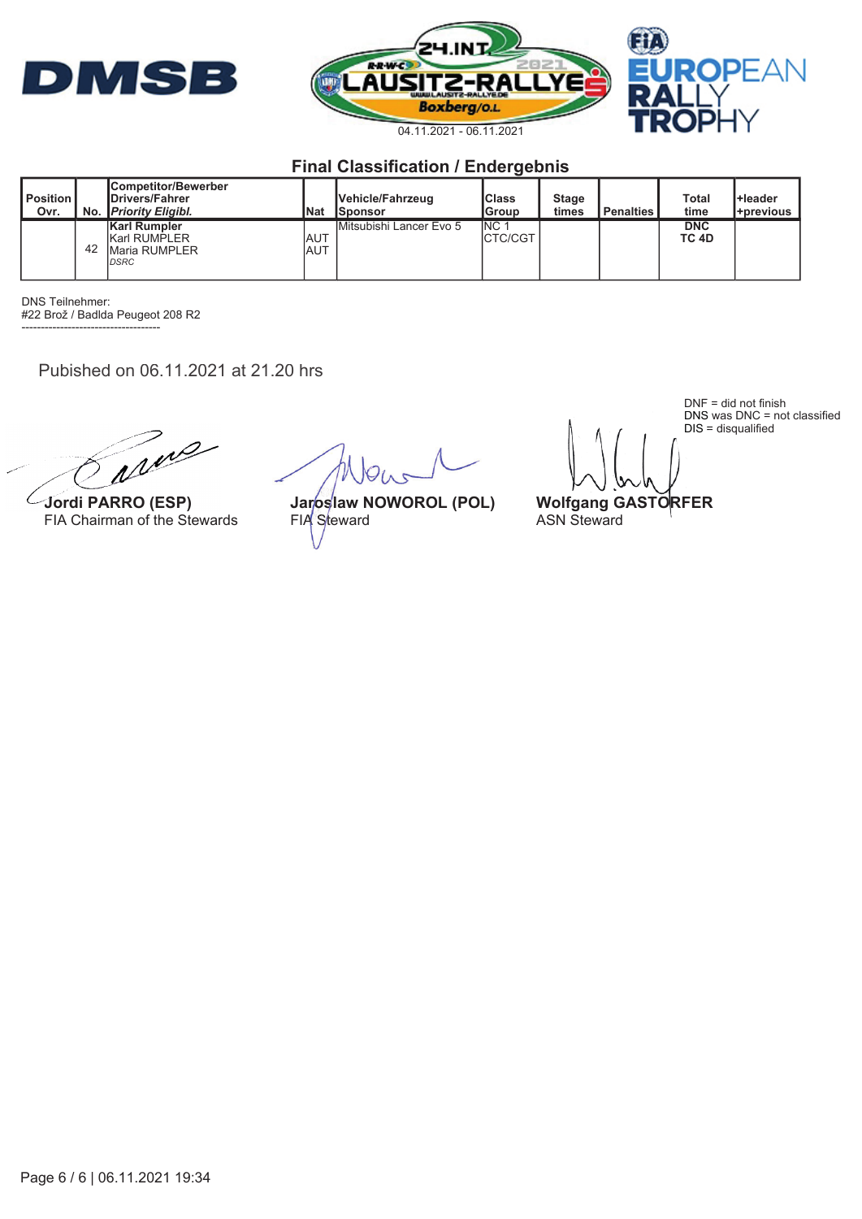## Final Classification / Endergebnis

| Position Ovr. | No. | Competitor/Bewerber Drivers/Fahrer *Priority Eligibl.* | Nat | Vehicle/Fahrzeug Sponsor | Class Group | Stage times | Penalties | Total time | +leader +previous |
|---|---|---|---|---|---|---|---|---|---|
| | 42 | **Karl Rumpler** Karl RUMPLER Maria RUMPLER *DSRC* | AUT AUT | Mitsubishi Lancer Evo 5 | NC 1 CTC/CGT | | | **DNC TC 4D** | |

DNS Teilnehmer:
#22 Brož / Badlda Peugeot 208 R2
------------------------------------

Pubished on 06.11.2021 at 21.20 hrs

DNF = did not finish
DNS was DNC = not classified
DIS = disqualified

**Jordi PARRO (ESP)**
FIA Chairman of the Stewards

**Jaroslaw NOWOROL (POL)**
FIA Steward

**Wolfgang GASTORFER**
ASN Steward